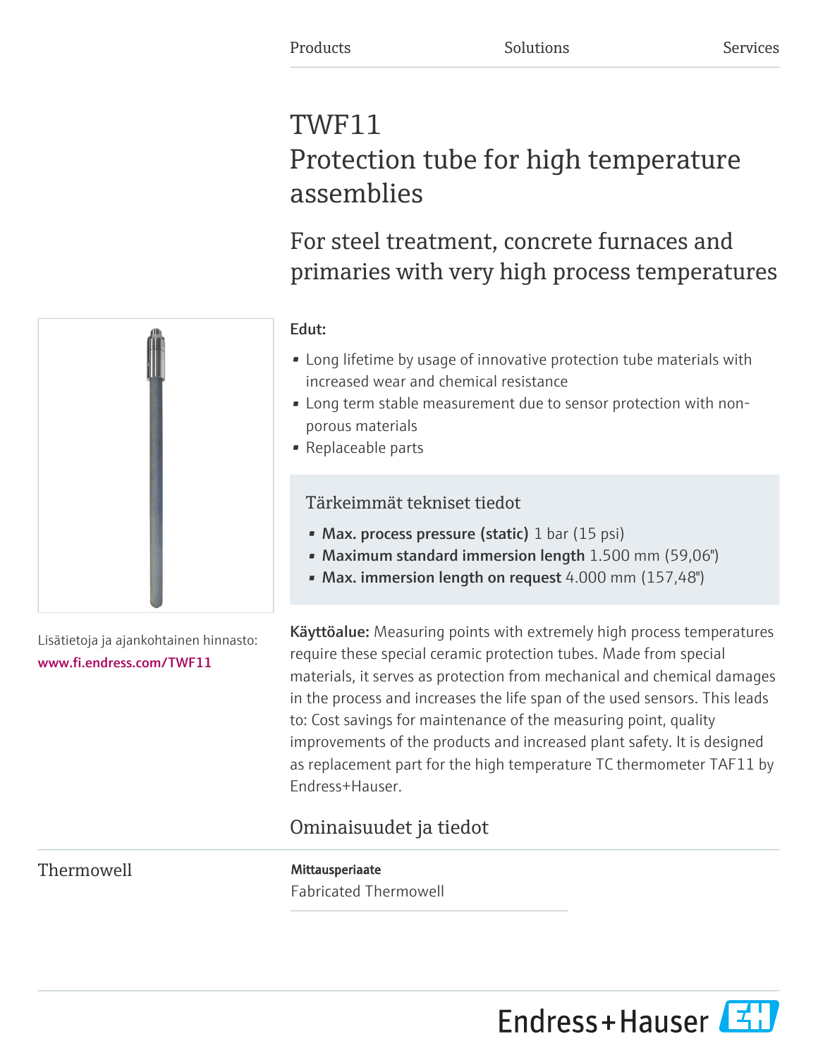Products Solutions Services

# TWF11

## Protection tube for high temperature assemblies

### For steel treatment, concrete furnaces and primaries with very high process temperatures

Lisätietoja ja ajankohtainen hinnasto:
www.fi.endress.com/TWF11

**Edut:**

- Long lifetime by usage of innovative protection tube materials with increased wear and chemical resistance
- Long term stable measurement due to sensor protection with non-porous materials
- Replaceable parts

### Tärkeimmät tekniset tiedot

- **Max. process pressure (static)** 1 bar (15 psi)
- **Maximum standard immersion length** 1.500 mm (59,06")
- **Max. immersion length on request** 4.000 mm (157,48")

**Käyttöalue:** Measuring points with extremely high process temperatures require these special ceramic protection tubes. Made from special materials, it serves as protection from mechanical and chemical damages in the process and increases the life span of the used sensors. This leads to: Cost savings for maintenance of the measuring point, quality improvements of the products and increased plant safety. It is designed as replacement part for the high temperature TC thermometer TAF11 by Endress+Hauser.

## Ominaisuudet ja tiedot

### Thermowell

**Mittausperiaate**

Fabricated Thermowell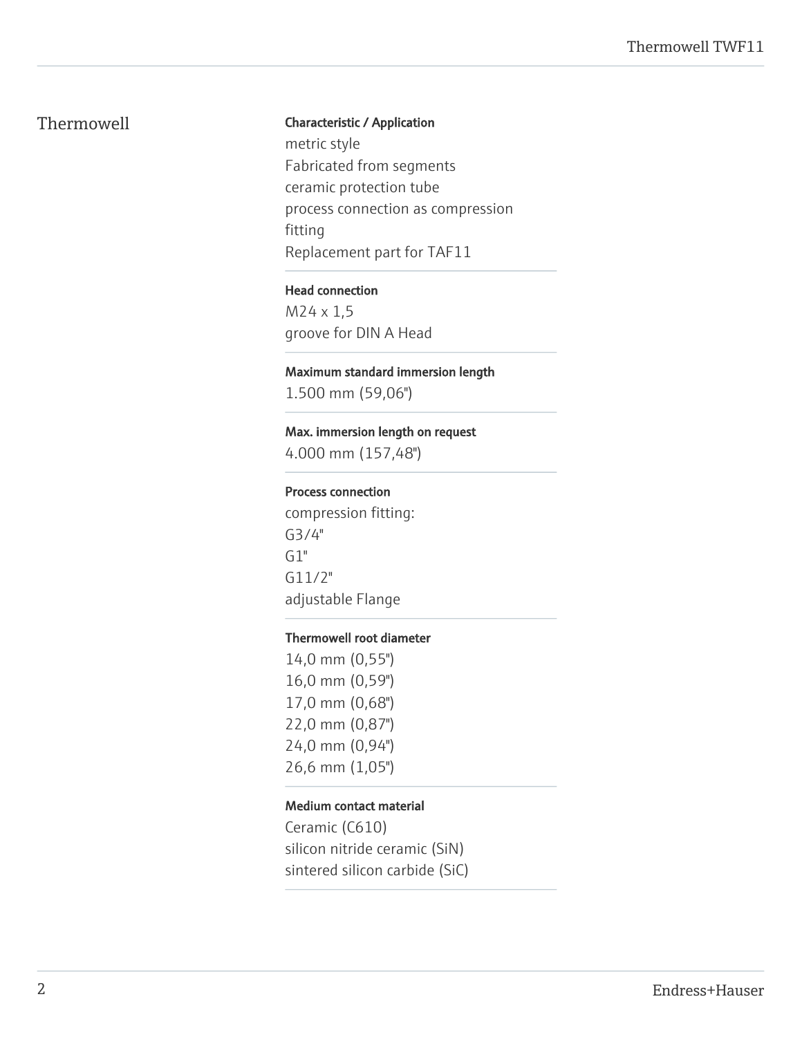## Thermowell

**Characteristic / Application**

metric style
Fabricated from segments
ceramic protection tube
process connection as compression fitting
Replacement part for TAF11

**Head connection**

M24 x 1,5
groove for DIN A Head

**Maximum standard immersion length**

1.500 mm (59,06")

**Max. immersion length on request**

4.000 mm (157,48")

**Process connection**

compression fitting:
G3/4"
G1"
G11/2"
adjustable Flange

**Thermowell root diameter**

14,0 mm (0,55")
16,0 mm (0,59")
17,0 mm (0,68")
22,0 mm (0,87")
24,0 mm (0,94")
26,6 mm (1,05")

**Medium contact material**

Ceramic (C610)
silicon nitride ceramic (SiN)
sintered silicon carbide (SiC)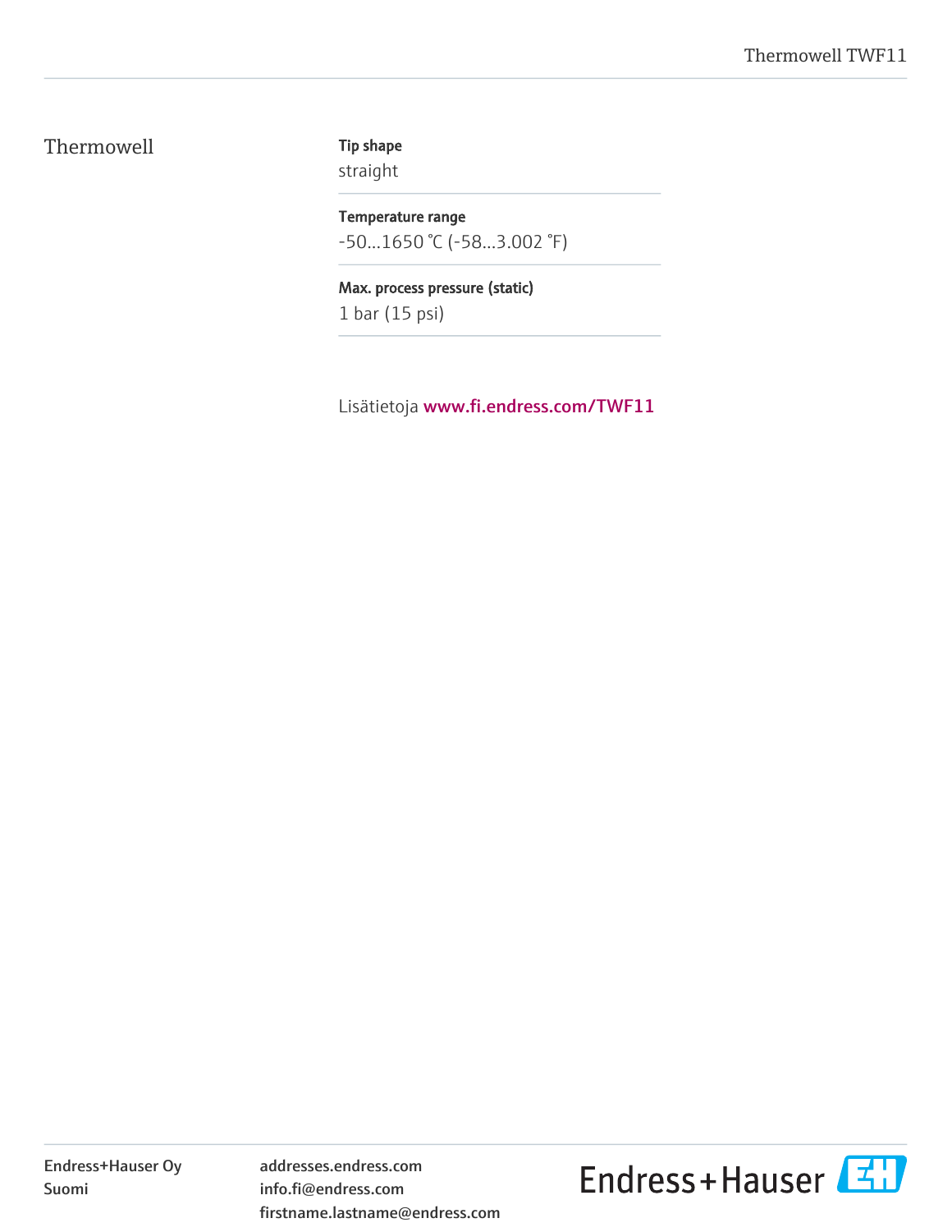## Thermowell

**Tip shape**
straight

**Temperature range**
-50...1650 °C (-58...3.002 °F)

**Max. process pressure (static)**
1 bar (15 psi)

Lisätietoja www.fi.endress.com/TWF11

Endress+Hauser Oy
Suomi

addresses.endress.com
info.fi@endress.com
firstname.lastname@endress.com